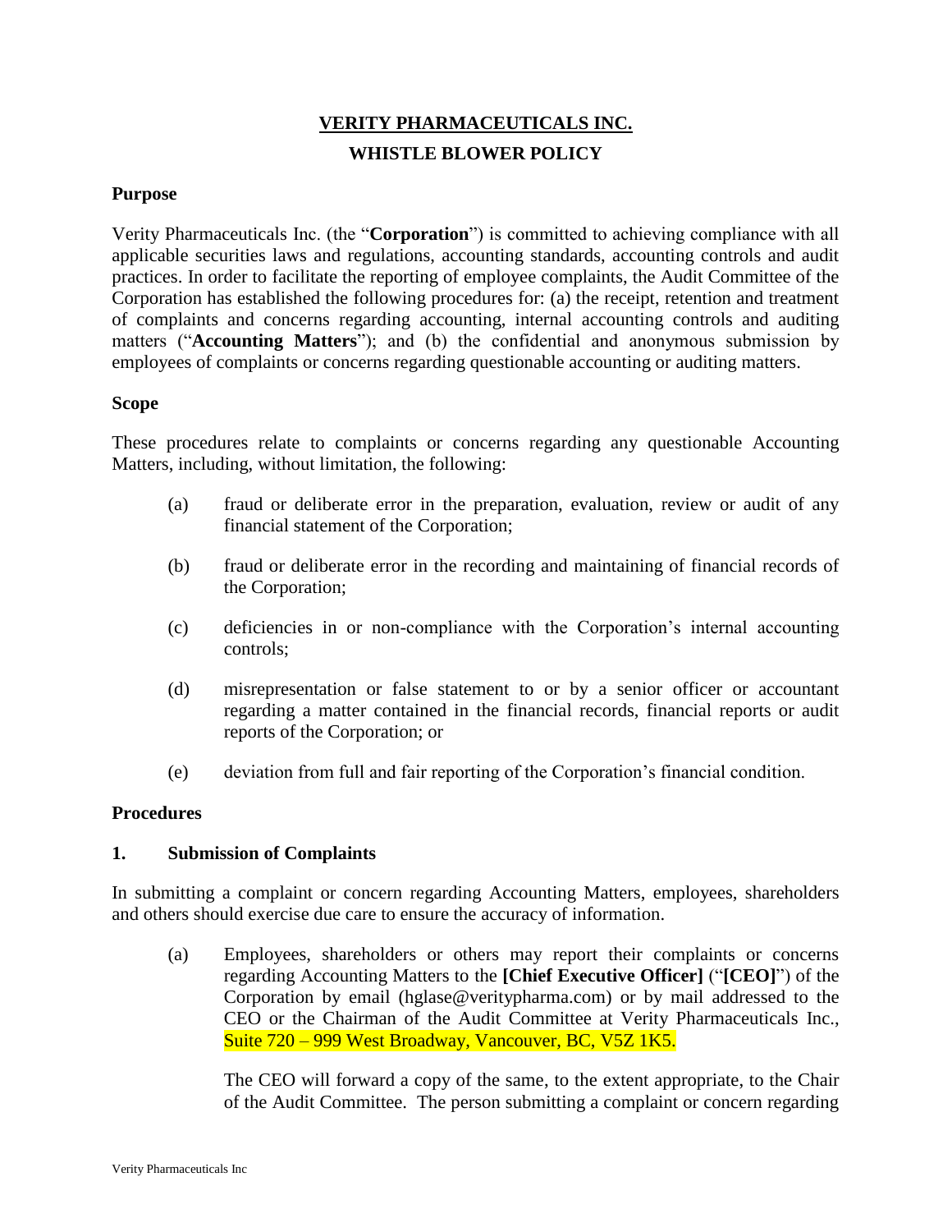# VERITY PHARMACEUTICALS INC.

## WHISTLE BLOWER POLICY

### Purpose

Verity Pharmaceuticals Inc. (the "**Corporation**") is committed to achieving compliance with all applicable securities laws and regulations, accounting standards, accounting controls and audit practices. In order to facilitate the reporting of employee complaints, the Audit Committee of the Corporation has established the following procedures for: (a) the receipt, retention and treatment of complaints and concerns regarding accounting, internal accounting controls and auditing matters ("**Accounting Matters**"); and (b) the confidential and anonymous submission by employees of complaints or concerns regarding questionable accounting or auditing matters.

### Scope

These procedures relate to complaints or concerns regarding any questionable Accounting Matters, including, without limitation, the following:

(a) fraud or deliberate error in the preparation, evaluation, review or audit of any financial statement of the Corporation;

(b) fraud or deliberate error in the recording and maintaining of financial records of the Corporation;

(c) deficiencies in or non-compliance with the Corporation's internal accounting controls;

(d) misrepresentation or false statement to or by a senior officer or accountant regarding a matter contained in the financial records, financial reports or audit reports of the Corporation; or

(e) deviation from full and fair reporting of the Corporation's financial condition.

### Procedures

#### 1. Submission of Complaints

In submitting a complaint or concern regarding Accounting Matters, employees, shareholders and others should exercise due care to ensure the accuracy of information.

(a) Employees, shareholders or others may report their complaints or concerns regarding Accounting Matters to the **[Chief Executive Officer]** ("**[CEO]**") of the Corporation by email (hglase@veritypharma.com) or by mail addressed to the CEO or the Chairman of the Audit Committee at Verity Pharmaceuticals Inc., Suite 720 – 999 West Broadway, Vancouver, BC, V5Z 1K5.

The CEO will forward a copy of the same, to the extent appropriate, to the Chair of the Audit Committee. The person submitting a complaint or concern regarding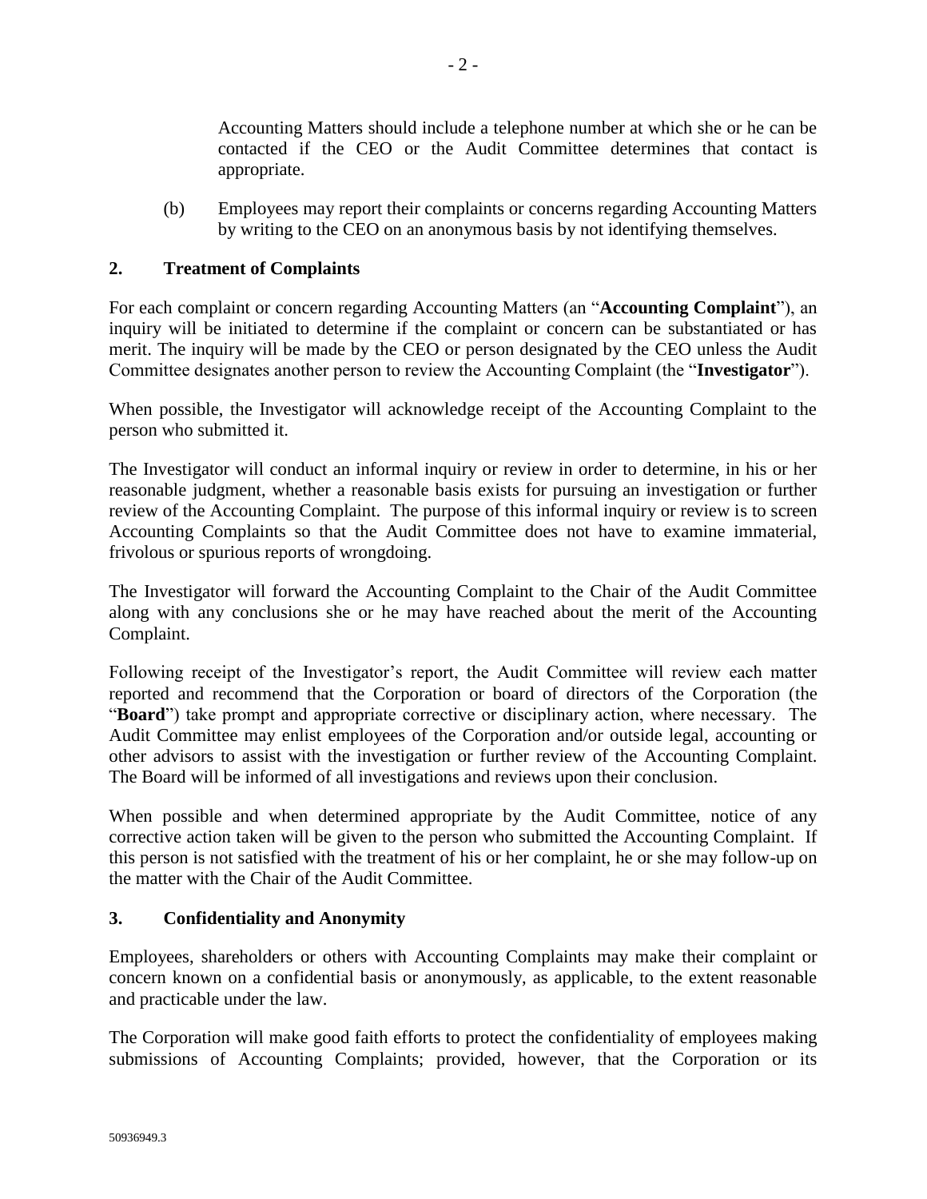Accounting Matters should include a telephone number at which she or he can be contacted if the CEO or the Audit Committee determines that contact is appropriate.

(b) Employees may report their complaints or concerns regarding Accounting Matters by writing to the CEO on an anonymous basis by not identifying themselves.

## 2. Treatment of Complaints

For each complaint or concern regarding Accounting Matters (an "**Accounting Complaint**"), an inquiry will be initiated to determine if the complaint or concern can be substantiated or has merit. The inquiry will be made by the CEO or person designated by the CEO unless the Audit Committee designates another person to review the Accounting Complaint (the "**Investigator**").

When possible, the Investigator will acknowledge receipt of the Accounting Complaint to the person who submitted it.

The Investigator will conduct an informal inquiry or review in order to determine, in his or her reasonable judgment, whether a reasonable basis exists for pursuing an investigation or further review of the Accounting Complaint. The purpose of this informal inquiry or review is to screen Accounting Complaints so that the Audit Committee does not have to examine immaterial, frivolous or spurious reports of wrongdoing.

The Investigator will forward the Accounting Complaint to the Chair of the Audit Committee along with any conclusions she or he may have reached about the merit of the Accounting Complaint.

Following receipt of the Investigator's report, the Audit Committee will review each matter reported and recommend that the Corporation or board of directors of the Corporation (the "**Board**") take prompt and appropriate corrective or disciplinary action, where necessary. The Audit Committee may enlist employees of the Corporation and/or outside legal, accounting or other advisors to assist with the investigation or further review of the Accounting Complaint. The Board will be informed of all investigations and reviews upon their conclusion.

When possible and when determined appropriate by the Audit Committee, notice of any corrective action taken will be given to the person who submitted the Accounting Complaint. If this person is not satisfied with the treatment of his or her complaint, he or she may follow-up on the matter with the Chair of the Audit Committee.

## 3. Confidentiality and Anonymity

Employees, shareholders or others with Accounting Complaints may make their complaint or concern known on a confidential basis or anonymously, as applicable, to the extent reasonable and practicable under the law.

The Corporation will make good faith efforts to protect the confidentiality of employees making submissions of Accounting Complaints; provided, however, that the Corporation or its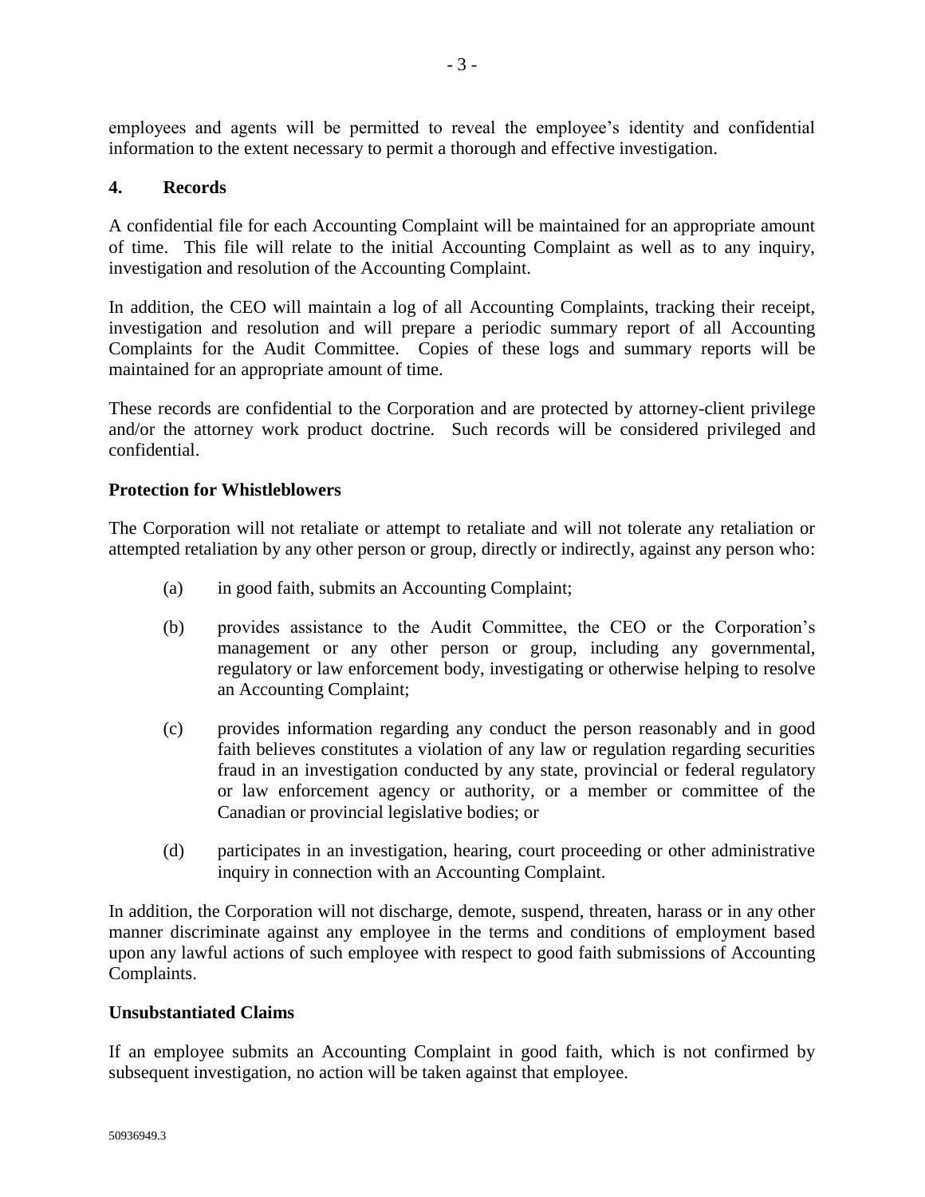employees and agents will be permitted to reveal the employee's identity and confidential information to the extent necessary to permit a thorough and effective investigation.

## 4. Records

A confidential file for each Accounting Complaint will be maintained for an appropriate amount of time. This file will relate to the initial Accounting Complaint as well as to any inquiry, investigation and resolution of the Accounting Complaint.

In addition, the CEO will maintain a log of all Accounting Complaints, tracking their receipt, investigation and resolution and will prepare a periodic summary report of all Accounting Complaints for the Audit Committee. Copies of these logs and summary reports will be maintained for an appropriate amount of time.

These records are confidential to the Corporation and are protected by attorney-client privilege and/or the attorney work product doctrine. Such records will be considered privileged and confidential.

## Protection for Whistleblowers

The Corporation will not retaliate or attempt to retaliate and will not tolerate any retaliation or attempted retaliation by any other person or group, directly or indirectly, against any person who:

(a) in good faith, submits an Accounting Complaint;

(b) provides assistance to the Audit Committee, the CEO or the Corporation's management or any other person or group, including any governmental, regulatory or law enforcement body, investigating or otherwise helping to resolve an Accounting Complaint;

(c) provides information regarding any conduct the person reasonably and in good faith believes constitutes a violation of any law or regulation regarding securities fraud in an investigation conducted by any state, provincial or federal regulatory or law enforcement agency or authority, or a member or committee of the Canadian or provincial legislative bodies; or

(d) participates in an investigation, hearing, court proceeding or other administrative inquiry in connection with an Accounting Complaint.

In addition, the Corporation will not discharge, demote, suspend, threaten, harass or in any other manner discriminate against any employee in the terms and conditions of employment based upon any lawful actions of such employee with respect to good faith submissions of Accounting Complaints.

## Unsubstantiated Claims

If an employee submits an Accounting Complaint in good faith, which is not confirmed by subsequent investigation, no action will be taken against that employee.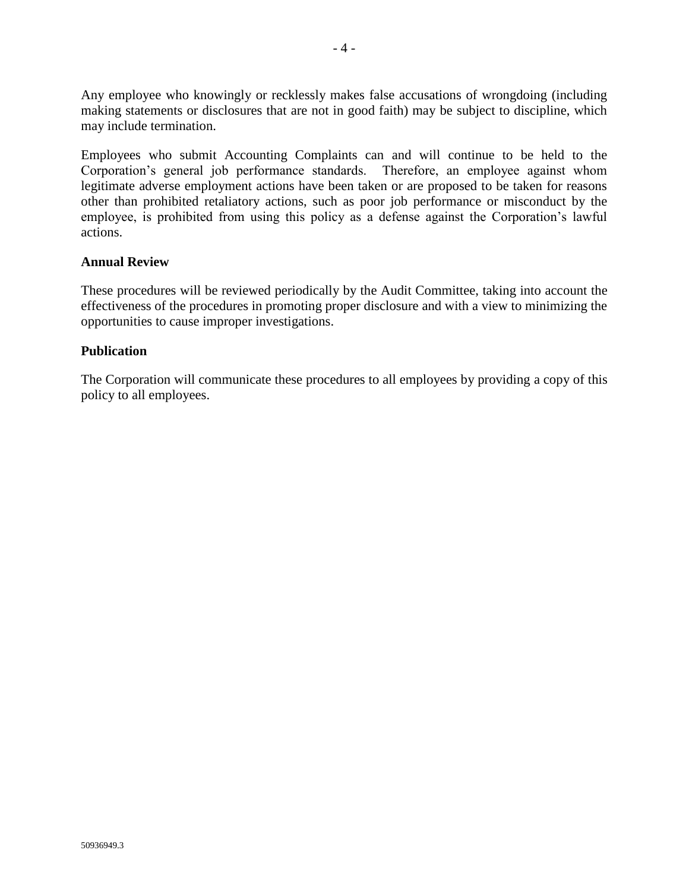Any employee who knowingly or recklessly makes false accusations of wrongdoing (including making statements or disclosures that are not in good faith) may be subject to discipline, which may include termination.

Employees who submit Accounting Complaints can and will continue to be held to the Corporation's general job performance standards. Therefore, an employee against whom legitimate adverse employment actions have been taken or are proposed to be taken for reasons other than prohibited retaliatory actions, such as poor job performance or misconduct by the employee, is prohibited from using this policy as a defense against the Corporation's lawful actions.

**Annual Review**

These procedures will be reviewed periodically by the Audit Committee, taking into account the effectiveness of the procedures in promoting proper disclosure and with a view to minimizing the opportunities to cause improper investigations.

**Publication**

The Corporation will communicate these procedures to all employees by providing a copy of this policy to all employees.